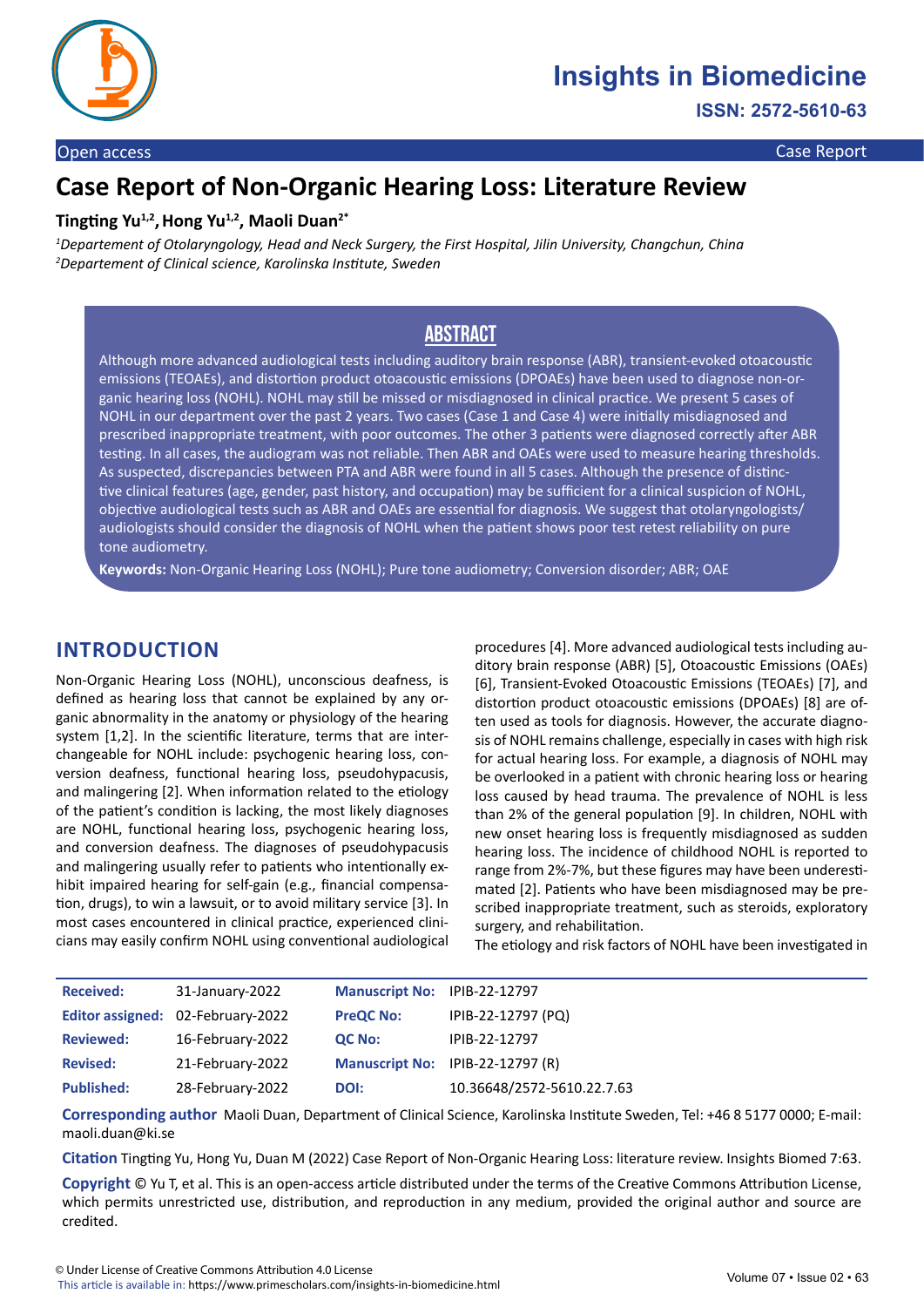Open access | Case Report

# Case Report of Non-Organic Hearing Loss: Literature Review

**Tingting Yu[1,2], Hong Yu[1,2], Maoli Duan[2*]**

[1]*Departement of Otolaryngology, Head and Neck Surgery, the First Hospital, Jilin University, Changchun, China*
[2]*Departement of Clinical science, Karolinska Institute, Sweden*

## ABSTRACT

Although more advanced audiological tests including auditory brain response (ABR), transient-evoked otoacoustic emissions (TEOAEs), and distortion product otoacoustic emissions (DPOAEs) have been used to diagnose non-organic hearing loss (NOHL). NOHL may still be missed or misdiagnosed in clinical practice. We present 5 cases of NOHL in our department over the past 2 years. Two cases (Case 1 and Case 4) were initially misdiagnosed and prescribed inappropriate treatment, with poor outcomes. The other 3 patients were diagnosed correctly after ABR testing. In all cases, the audiogram was not reliable. Then ABR and OAEs were used to measure hearing thresholds. As suspected, discrepancies between PTA and ABR were found in all 5 cases. Although the presence of distinctive clinical features (age, gender, past history, and occupation) may be sufficient for a clinical suspicion of NOHL, objective audiological tests such as ABR and OAEs are essential for diagnosis. We suggest that otolaryngologists/audiologists should consider the diagnosis of NOHL when the patient shows poor test retest reliability on pure tone audiometry.

**Keywords:** Non-Organic Hearing Loss (NOHL); Pure tone audiometry; Conversion disorder; ABR; OAE

## INTRODUCTION

Non-Organic Hearing Loss (NOHL), unconscious deafness, is defined as hearing loss that cannot be explained by any organic abnormality in the anatomy or physiology of the hearing system [1,2]. In the scientific literature, terms that are interchangeable for NOHL include: psychogenic hearing loss, conversion deafness, functional hearing loss, pseudohypacusis, and malingering [2]. When information related to the etiology of the patient's condition is lacking, the most likely diagnoses are NOHL, functional hearing loss, psychogenic hearing loss, and conversion deafness. The diagnoses of pseudohypacusis and malingering usually refer to patients who intentionally exhibit impaired hearing for self-gain (e.g., financial compensation, drugs), to win a lawsuit, or to avoid military service [3]. In most cases encountered in clinical practice, experienced clinicians may easily confirm NOHL using conventional audiological procedures [4]. More advanced audiological tests including auditory brain response (ABR) [5], Otoacoustic Emissions (OAEs) [6], Transient-Evoked Otoacoustic Emissions (TEOAEs) [7], and distortion product otoacoustic emissions (DPOAEs) [8] are often used as tools for diagnosis. However, the accurate diagnosis of NOHL remains challenge, especially in cases with high risk for actual hearing loss. For example, a diagnosis of NOHL may be overlooked in a patient with chronic hearing loss or hearing loss caused by head trauma. The prevalence of NOHL is less than 2% of the general population [9]. In children, NOHL with new onset hearing loss is frequently misdiagnosed as sudden hearing loss. The incidence of childhood NOHL is reported to range from 2%-7%, but these figures may have been underestimated [2]. Patients who have been misdiagnosed may be prescribed inappropriate treatment, such as steroids, exploratory surgery, and rehabilitation.

The etiology and risk factors of NOHL have been investigated in

| | | | |
|---|---|---|---|
| **Received:** | 31-January-2022 | **Manuscript No:** | IPIB-22-12797 |
| **Editor assigned:** | 02-February-2022 | **PreQC No:** | IPIB-22-12797 (PQ) |
| **Reviewed:** | 16-February-2022 | **QC No:** | IPIB-22-12797 |
| **Revised:** | 21-February-2022 | **Manuscript No:** | IPIB-22-12797 (R) |
| **Published:** | 28-February-2022 | **DOI:** | 10.36648/2572-5610.22.7.63 |

**Corresponding author** Maoli Duan, Department of Clinical Science, Karolinska Institute Sweden, Tel: +46 8 5177 0000; E-mail: maoli.duan@ki.se

**Citation** Tingting Yu, Hong Yu, Duan M (2022) Case Report of Non-Organic Hearing Loss: literature review. Insights Biomed 7:63.

**Copyright** © Yu T, et al. This is an open-access article distributed under the terms of the Creative Commons Attribution License, which permits unrestricted use, distribution, and reproduction in any medium, provided the original author and source are credited.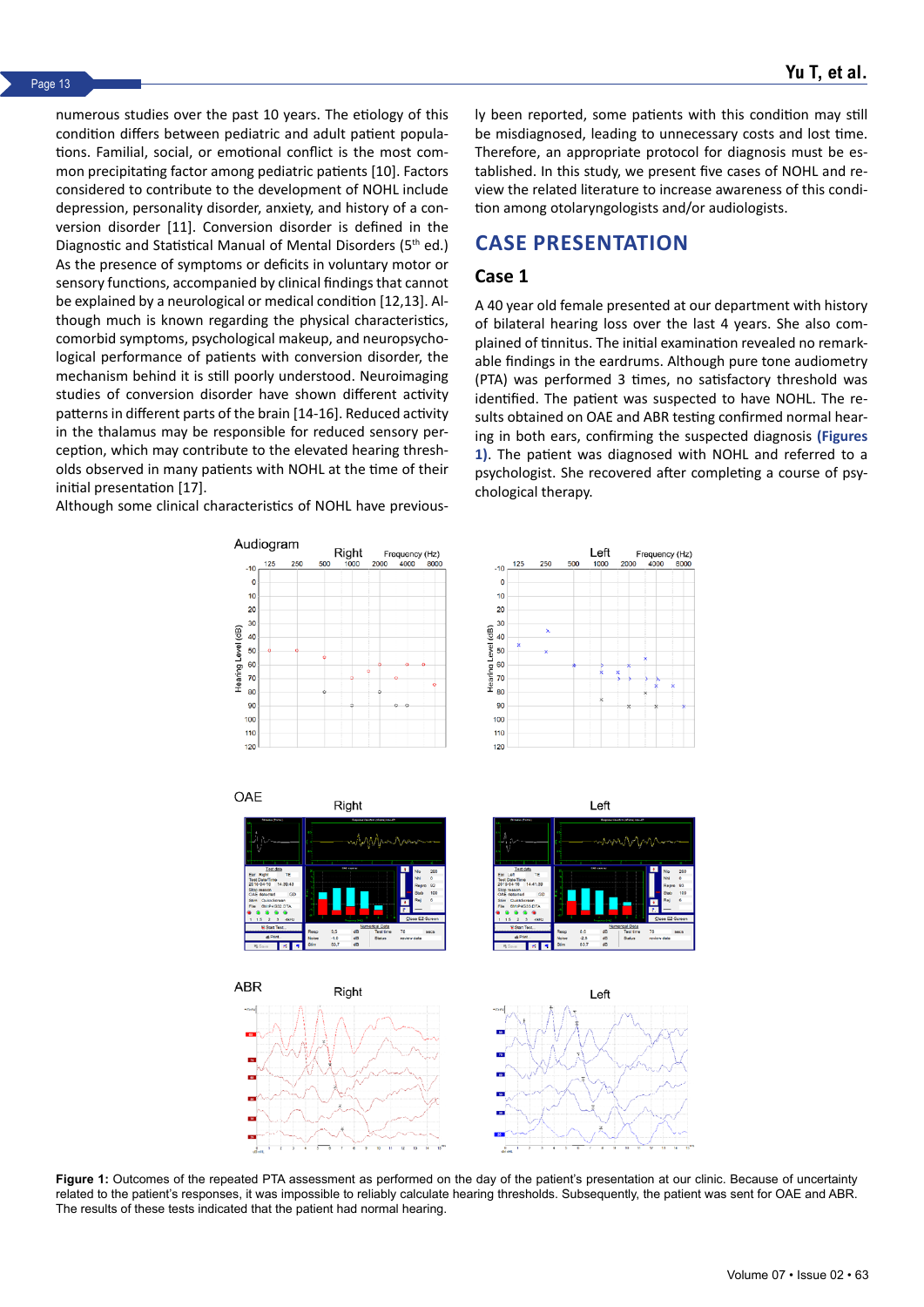numerous studies over the past 10 years. The etiology of this condition differs between pediatric and adult patient populations. Familial, social, or emotional conflict is the most common precipitating factor among pediatric patients [10]. Factors considered to contribute to the development of NOHL include depression, personality disorder, anxiety, and history of a conversion disorder [11]. Conversion disorder is defined in the Diagnostic and Statistical Manual of Mental Disorders (5th ed.) As the presence of symptoms or deficits in voluntary motor or sensory functions, accompanied by clinical findings that cannot be explained by a neurological or medical condition [12,13]. Although much is known regarding the physical characteristics, comorbid symptoms, psychological makeup, and neuropsychological performance of patients with conversion disorder, the mechanism behind it is still poorly understood. Neuroimaging studies of conversion disorder have shown different activity patterns in different parts of the brain [14-16]. Reduced activity in the thalamus may be responsible for reduced sensory perception, which may contribute to the elevated hearing thresholds observed in many patients with NOHL at the time of their initial presentation [17].

Although some clinical characteristics of NOHL have previously been reported, some patients with this condition may still be misdiagnosed, leading to unnecessary costs and lost time. Therefore, an appropriate protocol for diagnosis must be established. In this study, we present five cases of NOHL and review the related literature to increase awareness of this condition among otolaryngologists and/or audiologists.

## CASE PRESENTATION

### Case 1

A 40 year old female presented at our department with history of bilateral hearing loss over the last 4 years. She also complained of tinnitus. The initial examination revealed no remarkable findings in the eardrums. Although pure tone audiometry (PTA) was performed 3 times, no satisfactory threshold was identified. The patient was suspected to have NOHL. The results obtained on OAE and ABR testing confirmed normal hearing in both ears, confirming the suspected diagnosis **(Figures 1)**. The patient was diagnosed with NOHL and referred to a psychologist. She recovered after completing a course of psychological therapy.

**Figure 1:** Outcomes of the repeated PTA assessment as performed on the day of the patient's presentation at our clinic. Because of uncertainty related to the patient's responses, it was impossible to reliably calculate hearing thresholds. Subsequently, the patient was sent for OAE and ABR. The results of these tests indicated that the patient had normal hearing.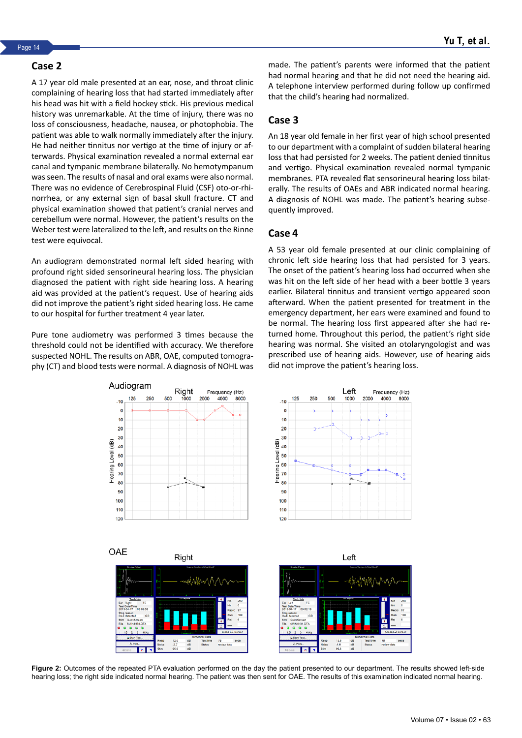## Case 2

A 17 year old male presented at an ear, nose, and throat clinic complaining of hearing loss that had started immediately after his head was hit with a field hockey stick. His previous medical history was unremarkable. At the time of injury, there was no loss of consciousness, headache, nausea, or photophobia. The patient was able to walk normally immediately after the injury. He had neither tinnitus nor vertigo at the time of injury or afterwards. Physical examination revealed a normal external ear canal and tympanic membrane bilaterally. No hemotympanum was seen. The results of nasal and oral exams were also normal. There was no evidence of Cerebrospinal Fluid (CSF) oto-or-rhinorrhea, or any external sign of basal skull fracture. CT and physical examination showed that patient's cranial nerves and cerebellum were normal. However, the patient's results on the Weber test were lateralized to the left, and results on the Rinne test were equivocal.

An audiogram demonstrated normal left sided hearing with profound right sided sensorineural hearing loss. The physician diagnosed the patient with right side hearing loss. A hearing aid was provided at the patient's request. Use of hearing aids did not improve the patient's right sided hearing loss. He came to our hospital for further treatment 4 year later.

Pure tone audiometry was performed 3 times because the threshold could not be identified with accuracy. We therefore suspected NOHL. The results on ABR, OAE, computed tomography (CT) and blood tests were normal. A diagnosis of NOHL was made. The patient's parents were informed that the patient had normal hearing and that he did not need the hearing aid. A telephone interview performed during follow up confirmed that the child's hearing had normalized.

## Case 3

An 18 year old female in her first year of high school presented to our department with a complaint of sudden bilateral hearing loss that had persisted for 2 weeks. The patient denied tinnitus and vertigo. Physical examination revealed normal tympanic membranes. PTA revealed flat sensorineural hearing loss bilaterally. The results of OAEs and ABR indicated normal hearing. A diagnosis of NOHL was made. The patient's hearing subsequently improved.

## Case 4

A 53 year old female presented at our clinic complaining of chronic left side hearing loss that had persisted for 3 years. The onset of the patient's hearing loss had occurred when she was hit on the left side of her head with a beer bottle 3 years earlier. Bilateral tinnitus and transient vertigo appeared soon afterward. When the patient presented for treatment in the emergency department, her ears were examined and found to be normal. The hearing loss first appeared after she had returned home. Throughout this period, the patient's right side hearing was normal. She visited an otolaryngologist and was prescribed use of hearing aids. However, use of hearing aids did not improve the patient's hearing loss.

**Figure 2:** Outcomes of the repeated PTA evaluation performed on the day the patient presented to our department. The results showed left-side hearing loss; the right side indicated normal hearing. The patient was then sent for OAE. The results of this examination indicated normal hearing.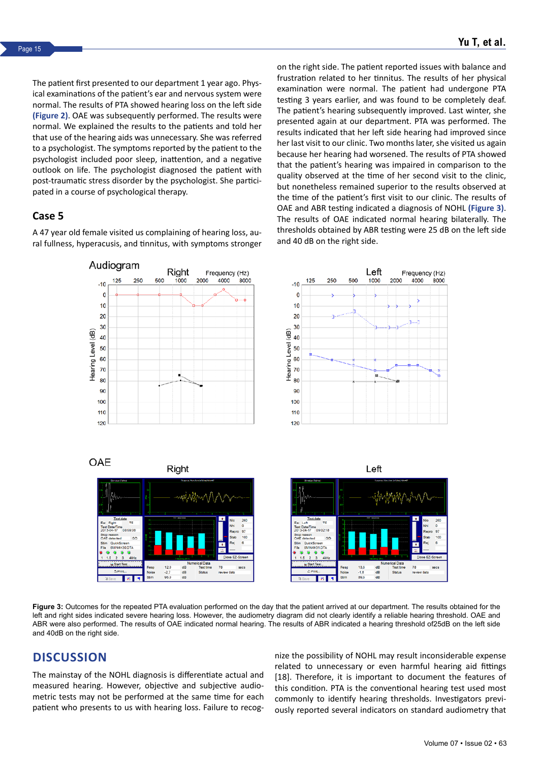The patient first presented to our department 1 year ago. Physical examinations of the patient's ear and nervous system were normal. The results of PTA showed hearing loss on the left side **(Figure 2)**. OAE was subsequently performed. The results were normal. We explained the results to the patients and told her that use of the hearing aids was unnecessary. She was referred to a psychologist. The symptoms reported by the patient to the psychologist included poor sleep, inattention, and a negative outlook on life. The psychologist diagnosed the patient with post-traumatic stress disorder by the psychologist. She participated in a course of psychological therapy.

## Case 5

A 47 year old female visited us complaining of hearing loss, aural fullness, hyperacusis, and tinnitus, with symptoms stronger on the right side. The patient reported issues with balance and frustration related to her tinnitus. The results of her physical examination were normal. The patient had undergone PTA testing 3 years earlier, and was found to be completely deaf. The patient's hearing subsequently improved. Last winter, she presented again at our department. PTA was performed. The results indicated that her left side hearing had improved since her last visit to our clinic. Two months later, she visited us again because her hearing had worsened. The results of PTA showed that the patient's hearing was impaired in comparison to the quality observed at the time of her second visit to the clinic, but nonetheless remained superior to the results observed at the time of the patient's first visit to our clinic. The results of OAE and ABR testing indicated a diagnosis of NOHL **(Figure 3)**. The results of OAE indicated normal hearing bilaterally. The thresholds obtained by ABR testing were 25 dB on the left side and 40 dB on the right side.

**Figure 3:** Outcomes for the repeated PTA evaluation performed on the day that the patient arrived at our department. The results obtained for the left and right sides indicated severe hearing loss. However, the audiometry diagram did not clearly identify a reliable hearing threshold. OAE and ABR were also performed. The results of OAE indicated normal hearing. The results of ABR indicated a hearing threshold of25dB on the left side and 40dB on the right side.

## DISCUSSION

The mainstay of the NOHL diagnosis is differentiate actual and measured hearing. However, objective and subjective audiometric tests may not be performed at the same time for each patient who presents to us with hearing loss. Failure to recognize the possibility of NOHL may result inconsiderable expense related to unnecessary or even harmful hearing aid fittings [18]. Therefore, it is important to document the features of this condition. PTA is the conventional hearing test used most commonly to identify hearing thresholds. Investigators previously reported several indicators on standard audiometry that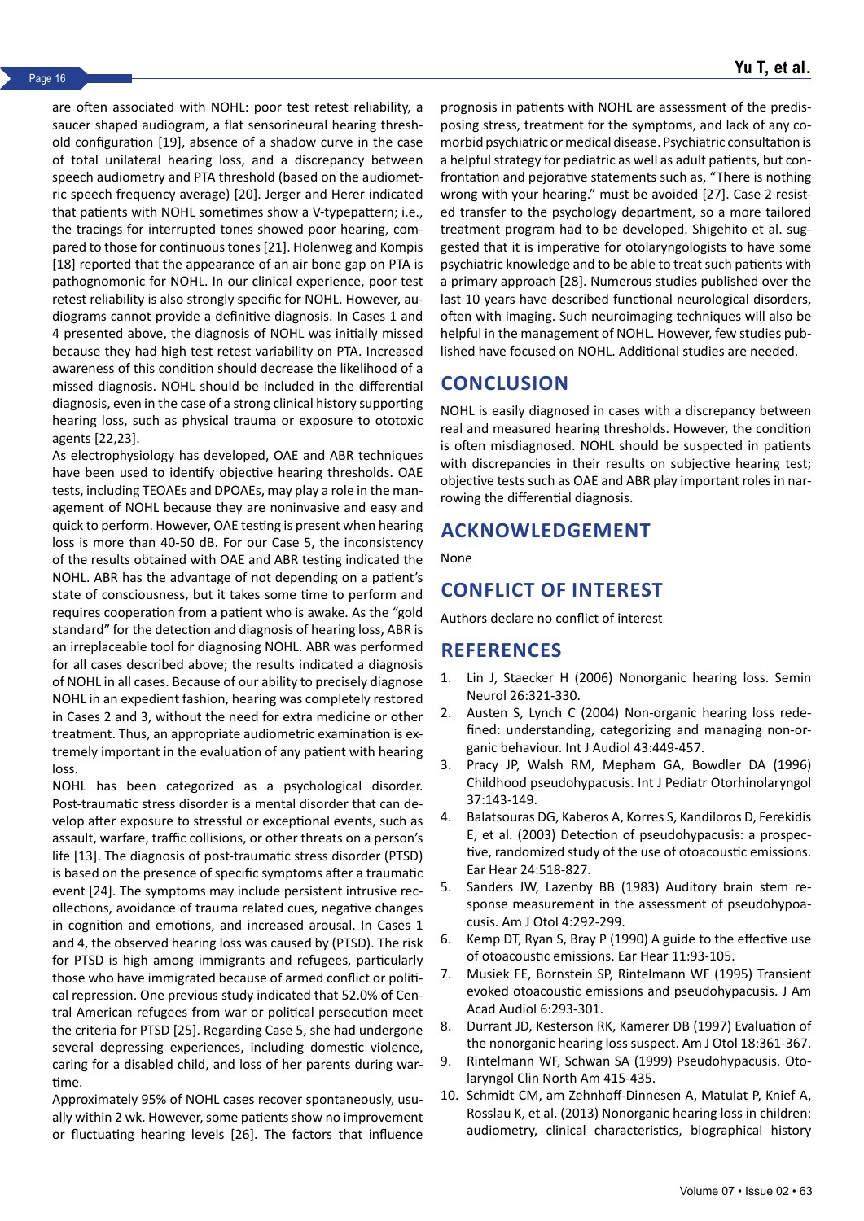are often associated with NOHL: poor test retest reliability, a saucer shaped audiogram, a flat sensorineural hearing threshold configuration [19], absence of a shadow curve in the case of total unilateral hearing loss, and a discrepancy between speech audiometry and PTA threshold (based on the audiometric speech frequency average) [20]. Jerger and Herer indicated that patients with NOHL sometimes show a V-typepattern; i.e., the tracings for interrupted tones showed poor hearing, compared to those for continuous tones [21]. Holenweg and Kompis [18] reported that the appearance of an air bone gap on PTA is pathognomonic for NOHL. In our clinical experience, poor test retest reliability is also strongly specific for NOHL. However, audiograms cannot provide a definitive diagnosis. In Cases 1 and 4 presented above, the diagnosis of NOHL was initially missed because they had high test retest variability on PTA. Increased awareness of this condition should decrease the likelihood of a missed diagnosis. NOHL should be included in the differential diagnosis, even in the case of a strong clinical history supporting hearing loss, such as physical trauma or exposure to ototoxic agents [22,23].

As electrophysiology has developed, OAE and ABR techniques have been used to identify objective hearing thresholds. OAE tests, including TEOAEs and DPOAEs, may play a role in the management of NOHL because they are noninvasive and easy and quick to perform. However, OAE testing is present when hearing loss is more than 40-50 dB. For our Case 5, the inconsistency of the results obtained with OAE and ABR testing indicated the NOHL. ABR has the advantage of not depending on a patient's state of consciousness, but it takes some time to perform and requires cooperation from a patient who is awake. As the "gold standard" for the detection and diagnosis of hearing loss, ABR is an irreplaceable tool for diagnosing NOHL. ABR was performed for all cases described above; the results indicated a diagnosis of NOHL in all cases. Because of our ability to precisely diagnose NOHL in an expedient fashion, hearing was completely restored in Cases 2 and 3, without the need for extra medicine or other treatment. Thus, an appropriate audiometric examination is extremely important in the evaluation of any patient with hearing loss.

NOHL has been categorized as a psychological disorder. Post-traumatic stress disorder is a mental disorder that can develop after exposure to stressful or exceptional events, such as assault, warfare, traffic collisions, or other threats on a person's life [13]. The diagnosis of post-traumatic stress disorder (PTSD) is based on the presence of specific symptoms after a traumatic event [24]. The symptoms may include persistent intrusive recollections, avoidance of trauma related cues, negative changes in cognition and emotions, and increased arousal. In Cases 1 and 4, the observed hearing loss was caused by (PTSD). The risk for PTSD is high among immigrants and refugees, particularly those who have immigrated because of armed conflict or political repression. One previous study indicated that 52.0% of Central American refugees from war or political persecution meet the criteria for PTSD [25]. Regarding Case 5, she had undergone several depressing experiences, including domestic violence, caring for a disabled child, and loss of her parents during wartime.

Approximately 95% of NOHL cases recover spontaneously, usually within 2 wk. However, some patients show no improvement or fluctuating hearing levels [26]. The factors that influence prognosis in patients with NOHL are assessment of the predisposing stress, treatment for the symptoms, and lack of any comorbid psychiatric or medical disease. Psychiatric consultation is a helpful strategy for pediatric as well as adult patients, but confrontation and pejorative statements such as, "There is nothing wrong with your hearing." must be avoided [27]. Case 2 resisted transfer to the psychology department, so a more tailored treatment program had to be developed. Shigehito et al. suggested that it is imperative for otolaryngologists to have some psychiatric knowledge and to be able to treat such patients with a primary approach [28]. Numerous studies published over the last 10 years have described functional neurological disorders, often with imaging. Such neuroimaging techniques will also be helpful in the management of NOHL. However, few studies published have focused on NOHL. Additional studies are needed.

## CONCLUSION

NOHL is easily diagnosed in cases with a discrepancy between real and measured hearing thresholds. However, the condition is often misdiagnosed. NOHL should be suspected in patients with discrepancies in their results on subjective hearing test; objective tests such as OAE and ABR play important roles in narrowing the differential diagnosis.

## ACKNOWLEDGEMENT

None

## CONFLICT OF INTEREST

Authors declare no conflict of interest

## REFERENCES

1. Lin J, Staecker H (2006) Nonorganic hearing loss. Semin Neurol 26:321-330.
2. Austen S, Lynch C (2004) Non-organic hearing loss redefined: understanding, categorizing and managing non-organic behaviour. Int J Audiol 43:449-457.
3. Pracy JP, Walsh RM, Mepham GA, Bowdler DA (1996) Childhood pseudohypacusis. Int J Pediatr Otorhinolaryngol 37:143-149.
4. Balatsouras DG, Kaberos A, Korres S, Kandiloros D, Ferekidis E, et al. (2003) Detection of pseudohypacusis: a prospective, randomized study of the use of otoacoustic emissions. Ear Hear 24:518-827.
5. Sanders JW, Lazenby BB (1983) Auditory brain stem response measurement in the assessment of pseudohypoacusis. Am J Otol 4:292-299.
6. Kemp DT, Ryan S, Bray P (1990) A guide to the effective use of otoacoustic emissions. Ear Hear 11:93-105.
7. Musiek FE, Bornstein SP, Rintelmann WF (1995) Transient evoked otoacoustic emissions and pseudohypacusis. J Am Acad Audiol 6:293-301.
8. Durrant JD, Kesterson RK, Kamerer DB (1997) Evaluation of the nonorganic hearing loss suspect. Am J Otol 18:361-367.
9. Rintelmann WF, Schwan SA (1999) Pseudohypacusis. Otolaryngol Clin North Am 415-435.
10. Schmidt CM, am Zehnhoff-Dinnesen A, Matulat P, Knief A, Rosslau K, et al. (2013) Nonorganic hearing loss in children: audiometry, clinical characteristics, biographical history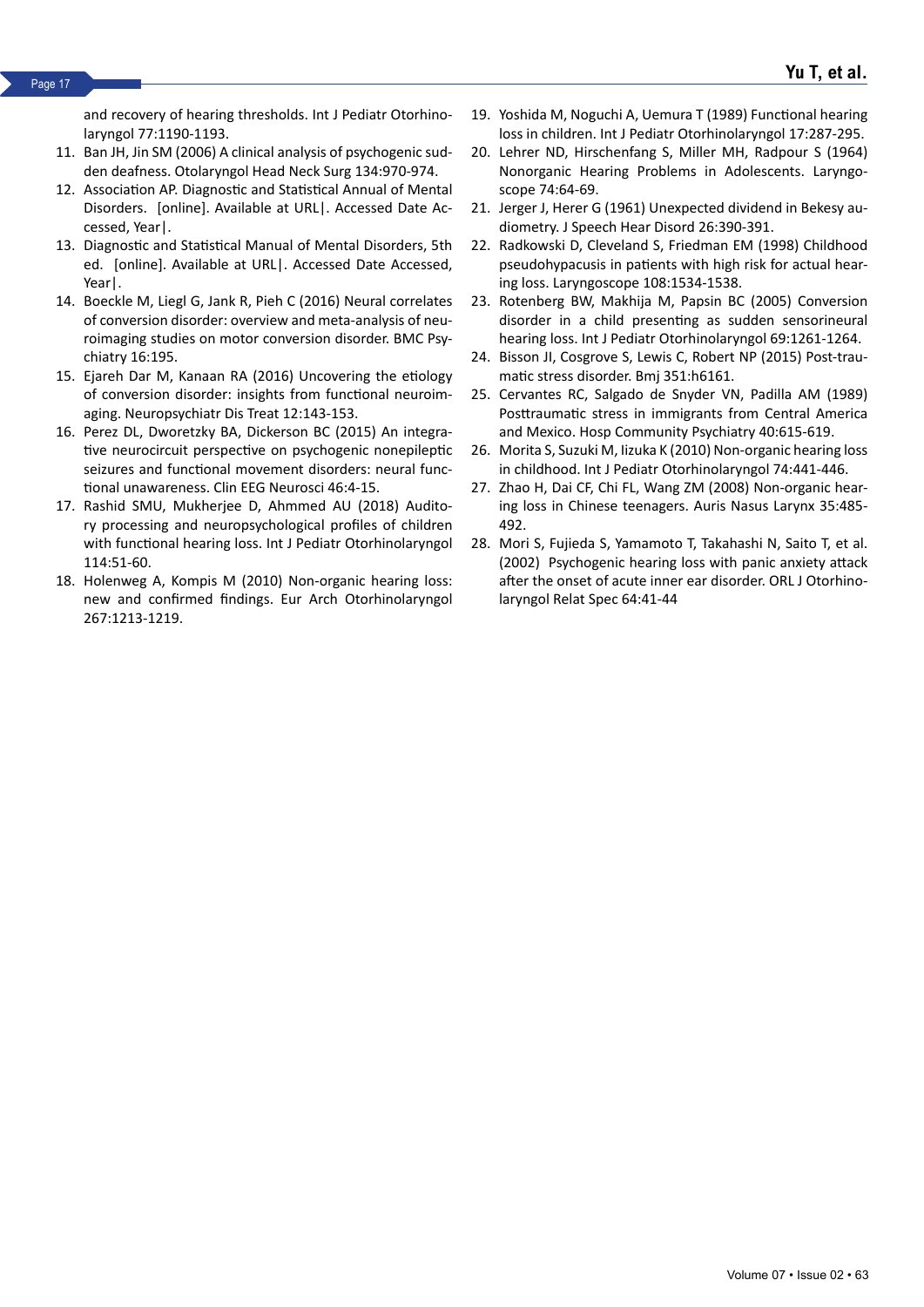and recovery of hearing thresholds. Int J Pediatr Otorhinolaryngol 77:1190-1193.

11. Ban JH, Jin SM (2006) A clinical analysis of psychogenic sudden deafness. Otolaryngol Head Neck Surg 134:970-974.
12. Association AP. Diagnostic and Statistical Annual of Mental Disorders. [online]. Available at URL|. Accessed Date Accessed, Year|.
13. Diagnostic and Statistical Manual of Mental Disorders, 5th ed. [online]. Available at URL|. Accessed Date Accessed, Year|.
14. Boeckle M, Liegl G, Jank R, Pieh C (2016) Neural correlates of conversion disorder: overview and meta-analysis of neuroimaging studies on motor conversion disorder. BMC Psychiatry 16:195.
15. Ejareh Dar M, Kanaan RA (2016) Uncovering the etiology of conversion disorder: insights from functional neuroimaging. Neuropsychiatr Dis Treat 12:143-153.
16. Perez DL, Dworetzky BA, Dickerson BC (2015) An integrative neurocircuit perspective on psychogenic nonepileptic seizures and functional movement disorders: neural functional unawareness. Clin EEG Neurosci 46:4-15.
17. Rashid SMU, Mukherjee D, Ahmmed AU (2018) Auditory processing and neuropsychological profiles of children with functional hearing loss. Int J Pediatr Otorhinolaryngol 114:51-60.
18. Holenweg A, Kompis M (2010) Non-organic hearing loss: new and confirmed findings. Eur Arch Otorhinolaryngol 267:1213-1219.
19. Yoshida M, Noguchi A, Uemura T (1989) Functional hearing loss in children. Int J Pediatr Otorhinolaryngol 17:287-295.
20. Lehrer ND, Hirschenfang S, Miller MH, Radpour S (1964) Nonorganic Hearing Problems in Adolescents. Laryngoscope 74:64-69.
21. Jerger J, Herer G (1961) Unexpected dividend in Bekesy audiometry. J Speech Hear Disord 26:390-391.
22. Radkowski D, Cleveland S, Friedman EM (1998) Childhood pseudohypacusis in patients with high risk for actual hearing loss. Laryngoscope 108:1534-1538.
23. Rotenberg BW, Makhija M, Papsin BC (2005) Conversion disorder in a child presenting as sudden sensorineural hearing loss. Int J Pediatr Otorhinolaryngol 69:1261-1264.
24. Bisson JI, Cosgrove S, Lewis C, Robert NP (2015) Post-traumatic stress disorder. Bmj 351:h6161.
25. Cervantes RC, Salgado de Snyder VN, Padilla AM (1989) Posttraumatic stress in immigrants from Central America and Mexico. Hosp Community Psychiatry 40:615-619.
26. Morita S, Suzuki M, Iizuka K (2010) Non-organic hearing loss in childhood. Int J Pediatr Otorhinolaryngol 74:441-446.
27. Zhao H, Dai CF, Chi FL, Wang ZM (2008) Non-organic hearing loss in Chinese teenagers. Auris Nasus Larynx 35:485-492.
28. Mori S, Fujieda S, Yamamoto T, Takahashi N, Saito T, et al. (2002) Psychogenic hearing loss with panic anxiety attack after the onset of acute inner ear disorder. ORL J Otorhinolaryngol Relat Spec 64:41-44